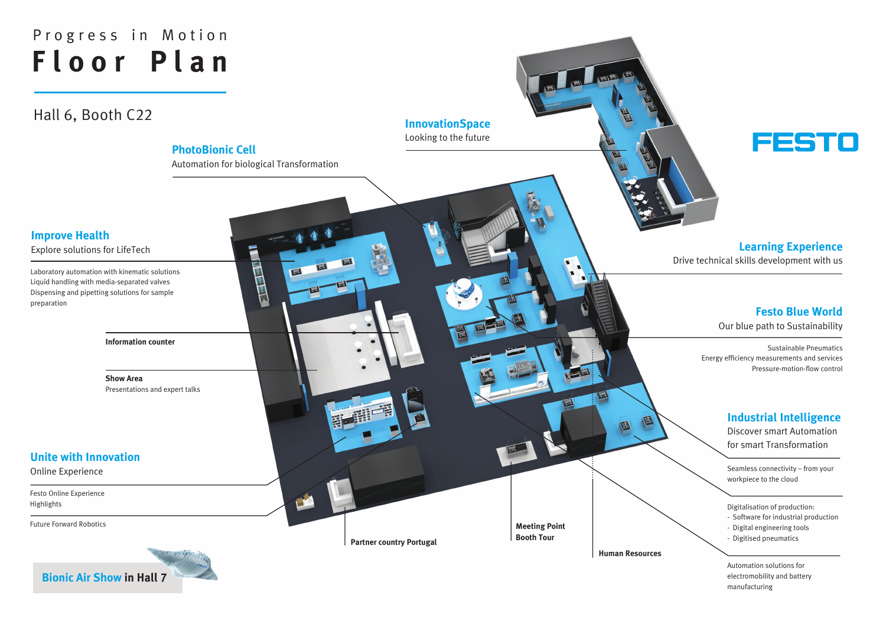Progress in Motion

# Floor Plan

Hall 6, Booth C22

FESTO

## PhotoBionic Cell
Automation for biological Transformation

## InnovationSpace
Looking to the future

## Improve Health
Explore solutions for LifeTech

Laboratory automation with kinematic solutions
Liquid handling with media-separated valves
Dispensing and pipetting solutions for sample preparation

**Information counter**

**Show Area**
Presentations and expert talks

## Unite with Innovation
Online Experience

Festo Online Experience
Highlights

Future Forward Robotics

## Learning Experience
Drive technical skills development with us

## Festo Blue World
Our blue path to Sustainability

Sustainable Pneumatics
Energy efficiency measurements and services
Pressure-motion-flow control

## Industrial Intelligence
Discover smart Automation for smart Transformation

Seamless connectivity – from your workpiece to the cloud

Digitalisation of production:
- Software for industrial production
- Digital engineering tools
- Digitised pneumatics

Automation solutions for electromobility and battery manufacturing

**Partner country Portugal**

**Meeting Point**
**Booth Tour**

**Human Resources**

**Bionic Air Show in Hall 7**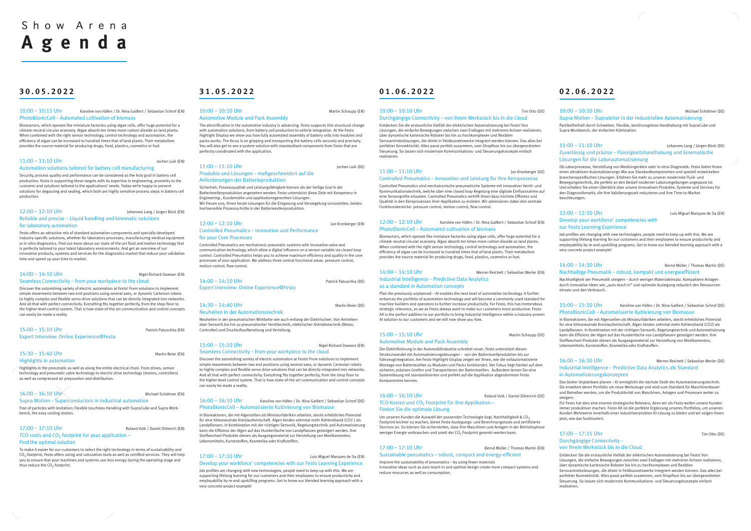# Show Arena
# Agenda

## 30.05.2022

**10:00 – 10:15 Uhr** — Karoline von Häfen / Dr. Nina Gaißert / Sebastian Schrof (EN)

### PhotoBionicCell – Automated cultivation of biomass

Bioreactors, which operate like miniature factories using algae cells, offer huge potential for a climate-neutral circular economy. Algae absorb ten times more carbon dioxide as land plants. When combined with the right sensor technology, control technology and automation, the efficiency of algae can be increased to hundred times that of land plants. Their metabolism provides the source material for producing drugs, food, plastics, cosmetics or fuel.

**11:00 – 11:10 Uhr** — Jochen Luik (EN)

### Automation solutions tailored for battery cell manufacturing

Security, process quality and performance can be considered as the holy grail in battery cell production. Festo is supporting these targets with its expertise in engineering, proximity to the customer and solutions tailored to the applications' needs. Today we're happy to present solutions for degassing and sealing, which both are highly sensitive process steps in battery cell production.

**12:00 – 12:10 Uhr** — Johannes Lang / Jürgen Böck (EN)

### Reliable and precise – Liquid handling and kinematic solutions for laboratory automation

Festo offers an attractive mix of standard automation components and specially developed industry-specific solutions, whether for laboratory processes, manufacturing medical equipment or in vitro diagnostics. Find out more about our state-of-the-art fluid and motion technology that is perfectly tailored to your latest laboratory environments. And get an overview of our innovative products, systems and services for the diagnostics market that reduce your validation time and speed up your time to market.

**14:00 – 14:10 Uhr** — Nigel Richard Dawson (EN)

### Seamless Connectivity – from your workpiece to the cloud

Discover the astonishing variety of electric automation at Festo! From solutions to implement simple movements between two end positions using several axes, or dynamic Cartesian robots to highly complex and flexible servo drive solutions that can be directly integrated into networks. And all that with perfect connectivity. Everything fits together perfectly, from the shop floor to the higher-level control system. That is how state-of-the art communication and control concepts can easily be made a reality.

**15:00 – 15:10 Uhr** — Patrick Patuschka (EN)

### Expert Interview: Online Experience@Festo

**15:30 – 15:40 Uhr** — Martin Beier (EN)

### Highlights in automation

Highlights in the pneumatic as well as along the entire electrical chain. From drives, sensor technology and pneumatic valve technology to electric drive technology (motors, controllers) as well as compressed air preparation and distribution.

**16:00 – 16:10 Uhr** — Michael Schöttner (EN)

### Supra Motion – Superconductors in industrial automation

Free of particles with levitation: Flexible touchless Handling with SupraCube and Supra Workbench, the easy cooling station.

**17:00 – 17:10 Uhr** — Roland Volk / Daniel Ditterich (EN)

### TCO costs and $CO_2$ footprint for your application – Find the optimal solution

To make it easier for our customers to select the right technology in terms of sustainability and $CO_2$ footprint, Festo offers sizing and calculation tools as well as certified services. They will help you to ensure that your machines and systems use less energy during the operating stage and thus reduce the $CO_2$ footprint.

## 31.05.2022

**10:00 – 10:10 Uhr** — Martin Schaupp (EN)

### Automotive Module and Pack Assembly

The electrification in the automotive industry is advancing. Festo supports this structural change with automation solutions, from battery cell production to vehicle integration. At the Festo Highlight Display we show you how fully automated assembly of battery cells into modules and packs works. The focus is on gripping and transporting the battery cells securely and precisely. You will also get to see a system solution with standardised components from Festo that are perfectly coordinated with the application.

**11:00 – 11:10 Uhr** — Jochen Luik (DE)

### Produkte und Lösungen – maßgeschneidert auf die Anforderungen der Batterieproduktion

Sicherheit, Prozessqualität und Leistungsfähigkeit können als der heilige Gral in der Batteriezellenproduktion angesehen werden. Festo unterstützt diese Ziele mit Kompetenz in Engineering-, Kundennähe und applikationsgerechten Lösungen.
Wir freuen uns, Ihnen heute Lösungen für die Entgasung und Versiegelung vorzustellen, beides hochsensible Prozessschritte in der Batteriezellenproduktion.

**12:00 – 12:10 Uhr** — Jan Kronberger (EN)

### Controlled Pneumatics – Innovation and Performance for your Core Processes

Controlled Pneumatics are mechatronic pneumatic systems with innovative valve and communication technology, which allow a digital influence on a sensor variable via closed loop control. Controlled Pneumatics helps you to achieve maximum efficiency and quality in the core processes of your application. We address three central functional areas: pressure control, motion control, flow control.

**14:00 – 14:10 Uhr** — Patrick Patuschka (DE)

### Expert Interview: Online Experience@Festo

**14:30 – 14:40 Uhr** — Martin Beier (DE)

### Neuheiten in der Automationstechnik

Neuheiten in der pneumatischen Wirkkette wie auch entlang der Elektrischen. Von Antrieben über Sensorik bis hin zu pneumatischer Ventiltechnik, elektrischer Antriebstechnik (Motor, Controller) und Druckluftaufbereitung und Verteilung.

**15:00 – 15:10 Uhr** — Nigel Richard Dawson (EN)

### Seamless Connectivity – from your workpiece to the cloud

Discover the astonishing variety of electric automation at Festo! From solutions to implement simple movements between two end positions using several axes, or dynamic Cartesian robots to highly complex and flexible servo drive solutions that can be directly integrated into networks. And all that with perfect connectivity. Everything fits together perfectly, from the shop floor to the higher-level control system. That is how state-of-the art communication and control concepts can easily be made a reality.

**16:00 – 16:10 Uhr** — Karoline von Häfen / Dr. Nina Gaißert / Sebastian Schrof (DE)

### PhotoBionicCell – Automatisierte Kultivierung von Biomasse

In Bioreaktoren, die mit Algenzellen als Miniaturfabriken arbeiten, steckt erhebliches Potenzial für eine klimaneutrale Kreislaufwirtschaft. Algen binden zehnmal mehr Kohlendioxid (CO2 ) als Landpflanzen. In Kombination mit der richtigen Sensorik, Regelungstechnik und Automatisierung kann die Effizienz der Algen auf das Hundertfache von Landpflanzen gesteigert werden. Ihre Stoffwechsel-Produkte dienen als Ausgangsmaterial zur Herstellung von Medikamenten, Lebensmitteln, Kunststoffen, Kosmetika oder Kraftstoffen.

**17:00 – 17:10 Uhr** — Luis Miguel Marques de Sa (EN)

### Develop your workforce' competencies with our Festo Learning Experience

Job profiles are changing with new technologies, people need to keep up with this. We are supporting lifelong learning for our customers and their employees to ensure productivity and employability by re-and upskilling programs. Get to know our blended learning approach with a very concrete project example!

## 01.06.2022

**10:00 – 10:10 Uhr** — Tim Otto (DE)

### Durchgängige Connectivity – von Ihrem Werkstück bis in die Cloud

Entdecken Sie die erstaunliche Vielfalt der elektrischen Automatisierung bei Festo! Von Lösungen, die einfache Bewegungen zwischen zwei Endlagen mit mehreren Achsen realisieren, über dynamische kartesische Roboter bis hin zu hochkomplexen und flexiblen Servoantriebslösungen, die direkt in Feldbusnetzwerke integriert werden können. Das alles bei perfekter Konnektivität. Alles passt perfekt zusammen, vom Shopfloor bis zur übergeordneten Steuerung. So lassen sich modernste Kommunikations- und Steuerungskonzepte einfach realisieren.

**11:00 – 11:10 Uhr** — Jan Kronberger (DE)

### Controlled Pneumatics – Innovation und Leistung für Ihre Kernprozesse

Controlled Pneumatics sind mechatronische pneumatische Systeme mit innovativer Ventil- und Kommunikationstechnik, welche über eine closed loop Regelung eine digitale Einflussnahme auf eine Sensorgröße erlauben. Controlled Pneumatics verhilft Ihnen dazu höchste Effizienz und Qualität in den Kernprozessen Ihrer Applikation zu erzielen. Wir adressieren dabei drei zentrale Funktionsbereiche: pressure control, motion control, flow control.

**12:00 – 12:10 Uhr** — Karoline von Häfen / Dr. Nina Gaißert / Sebastian Schrof (EN)

### PhotoBionicCell – Automated cultivation of biomass

Bioreactors, which operate like miniature factories using algae cells, offer huge potential for a climate-neutral circular economy. Algae absorb ten times more carbon dioxide as land plants. When combined with the right sensor technology, control technology and automation, the efficiency of algae can be increased to hundred times that of land plants. Their metabolism provides the source material for producing drugs, food, plastics, cosmetics or fuel.

**14:00 – 14:10 Uhr** — Werner Reichelt / Sebastian Werler (EN)

### Industrial Intelligence – Predictive Data Analytics as a standard in Automation concepts

Plan the previously unplanned – AI enables the next level of automation technology. It further enhances the portfolio of automation technology and will become a commonly used standard for machine builders and operators to further increase productivity. For Festo, this has tremendous strategic relevance, as we as Festo always want to make our customers more productive. Festo AX is the perfect addition to our portfolio to bring Industrial Intelligence within a industry-proven AI solution to our customers and we will now show you how.

**15:00 – 15:10 Uhr** — Martin Schaupp (DE)

### Automotive Module and Pack Assembly

Die Elektrifizierung in der Automobilindustrie schreitet voran. Festo unterstützt diesen Strukturwandel mit Automatisierungslösungen – von der Batteriezellproduktion bis zur Fahrzeugintegration. Am Festo Highlight-Display zeigen wir Ihnen, wie die vollautomatisierte Montage von Batteriezellen zu Modulen und Packs funktioniert. Der Fokus liegt hierbei auf dem sicheren, präzisen Greifen und Transportieren der Batteriezellen. Außerdem lernen Sie eine Systemlösung mit standardisierten und perfekt auf die Applikation abgestimmten Festo Komponenten kennen.

**16:00 – 16:10 Uhr** — Roland Volk / Daniel Ditterich (DE)

### TCO Kosten und $CO_2$ Footprint für Ihre Applikation – Finden Sie die optimale Lösung

Um unseren Kunden die Auswahl der passenden Technologie bzgl. Nachhaltigkeit & $CO_2$ Footprint leichter zu machen, bietet Festo Auslegungs- und Berechnungstools und zertifizierte Services an. So können Sie sicherstellen, dass Ihre Maschinen und Anlagen in der Betriebsphase weniger Energie verbrauchen und somit der $CO_2$ Footprint gesenkt werden kann.

**17:00 – 17:10 Uhr** — Bernd Müller / Thomas Martin (EN)

### Sustainable pneumatics – robust, compact and energy-efficient

Improve the sustainability of pneumatics – by using fewer materials
Innovative ideas such as auto teach-in and optimal design create more compact systems and reduce resources as well as consumption.

## 02.06.2022

**10:00 – 10:10 Uhr** — Michael Schöttner (DE)

### Supra Motion – Supraleiter in der industriellen Automatisierung

Partikelfreiheit durch Schweben. Flexible, berührungslose Handhabung mit SupraCube und Supra Workbench, der einfachen Kühlstation.

**11:00 – 11:10 Uhr** — Johannes Lang / Jürgen Böck (DE)

### Zuverlässig und präzise – Flüssigkeitshandhabung und kinematische Lösungen für die Laborautomatisierung

Ob Laborprozesse, Herstellung von Medizingeräten oder In-vitro-Diagnostik: Festo bietet Ihnen einen attraktiven Automatisierungs-Mix aus Standardkomponenten und speziell entwickelten branchenspezifischen Lösungen. Erfahren Sie mehr zu unserer modernste Fluid- und Bewegungstechnik, die perfekt an den Bedarf moderner Laborumgebungen angepasst ist. Und erhalten Sie einen Überblick über unsere innovativen Produkte, Systeme und Services für den Diagnostikmarkt, die Ihre Validierungszeit reduzieren und Ihre Time-to-Market beschleunigen.

**12:00 – 12:10 Uhr** — Luis Miguel Marques de Sa (EN)

### Develop your workforce' competencies with our Festo Learning Experience

Job profiles are changing with new technologies, people need to keep up with this. We are supporting lifelong learning for our customers and their employees to ensure productivity and employability by re-and upskilling programs. Get to know our blended learning approach with a very concrete project example!

**14:00 – 14:10 Uhr** — Bernd Müller / Thomas Martin (DE)

### Nachhaltige Pneumatik – robust, kompakt und energieeffizient

Nachhaltigkeit der Pneumatik steigern – durch weniger Materialeinsatz. Kompaktere Anlagen durch innovative Ideen wie „auto teach in" und optimale Auslegung reduziert den Ressourceneinsatz und den Verbrauch.

**15:00 – 15:10 Uhr** — Karoline von Häfen / Dr. Nina Gaißert / Sebastian Schrof (DE)

### PhotoBionicCell – Automatisierte Kultivierung von Biomasse

In Bioreaktoren, die mit Algenzellen als Miniaturfabriken arbeiten, steckt erhebliches Potenzial für eine klimaneutrale Kreislaufwirtschaft. Algen binden zehnmal mehr Kohlendioxid (CO2) als Landpflanzen. In Kombination mit der richtigen Sensorik, Regelungstechnik und Automatisierung kann die Effizienz der Algen auf das Hundertfache von Landpflanzen gesteigert werden. Ihre Stoffwechsel-Produkte dienen als Ausgangsmaterial zur Herstellung von Medikamenten, Lebensmitteln, Kunststoffen, Kosmetika oder Kraftstoffen.

**16:00 – 16:10 Uhr** — Werner Reichelt / Sebastian Werler (DE)

### Industrial Intelligence – Predictive Data Analytics als Standard in Automatisierungskonzepten

Das bisher Unplanbare planen – KI ermöglicht die nächste Stufe der Automatisierungstechnik. Sie erweitert deren Portfolio um neue Werkzeuge und wird zum Standard für Maschinenbauer und Betreiber werden, um die Produktivität von Maschinen, Anlagen und Prozessen weiter zu steigern.
Für Festo hat dies eine enorme strategische Relevanz, denn wir als Festo wollen unsere Kunden immer produktiver machen. Festo AX ist die perfekte Ergänzung unseres Portfolios, um unseren Kunden Mehrwerte innerhalb einer industrieerprobten KI-Lösung zu bieten und wir zeigen Ihnen jetzt, wie das funktioniert.

**17:00 – 17:15 Uhr** — Tim Otto (DE)

### Durchgängige Connectivity – von Ihrem Werkstück bis in die Cloud

Entdecken Sie die erstaunliche Vielfalt der elektrischen Automatisierung bei Festo! Von Lösungen, die einfache Bewegungen zwischen zwei Endlagen mit mehreren Achsen realisieren, über dynamische kartesische Roboter bis hin zu hochkomplexen und flexiblen Servoantriebslösungen, die direkt in Feldbusnetzwerke integriert werden können. Das alles bei perfekter Konnektivität. Alles passt perfekt zusammen, vom Shopfloor bis zur übergeordneten Steuerung. So lassen sich modernste Kommunikations- und Steuerungskonzepte einfach realisieren.